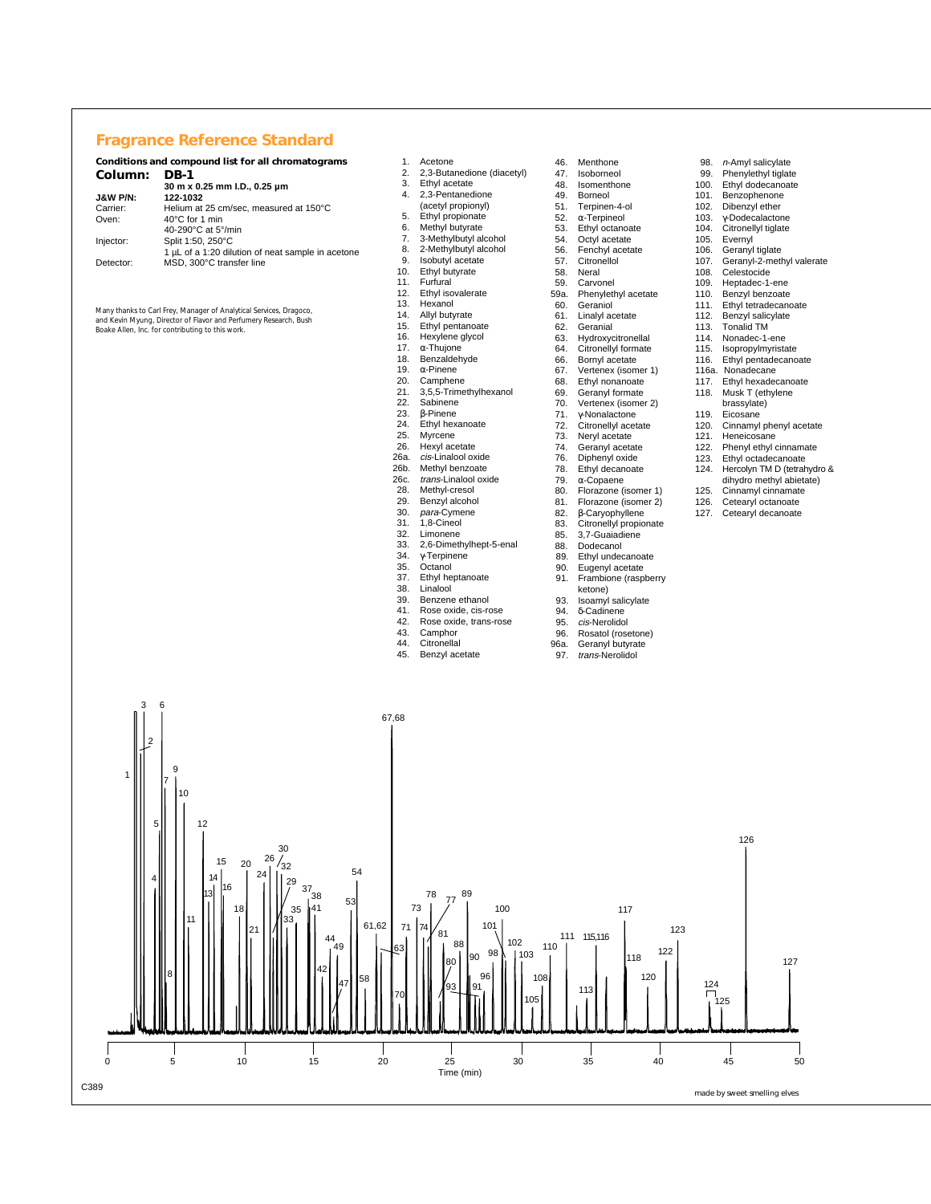# Fragrance Reference Standard

**Conditions and compound list for all chromatograms**

| | |
|---|---|
| **Column:** | **DB-1** |
| | **30 m x 0.25 mm I.D., 0.25 µm** |
| **J&W P/N:** | **122-1032** |
| Carrier: | Helium at 25 cm/sec, measured at 150°C |
| Oven: | 40°C for 1 min<br>40-290°C at 5°/min |
| Injector: | Split 1:50, 250°C<br>1 µL of a 1:20 dilution of neat sample in acetone |
| Detector: | MSD, 300°C transfer line |

Many thanks to Carl Frey, Manager of Analytical Services, Dragoco, and Kevin Myung, Director of Flavor and Perfumery Research, Bush Boake Allen, Inc. for contributing to this work.

1. Acetone
2. 2,3-Butanedione (diacetyl)
3. Ethyl acetate
4. 2,3-Pentanedione (acetyl propionyl)
5. Ethyl propionate
6. Methyl butyrate
7. 3-Methylbutyl alcohol
8. 2-Methylbutyl alcohol
9. Isobutyl acetate
10. Ethyl butyrate
11. Furfural
12. Ethyl isovalerate
13. Hexanol
14. Allyl butyrate
15. Ethyl pentanoate
16. Hexylene glycol
17. α-Thujone
18. Benzaldehyde
19. α-Pinene
20. Camphene
21. 3,5,5-Trimethylhexanol
22. Sabinene
23. β-Pinene
24. Ethyl hexanoate
25. Myrcene
26. Hexyl acetate
26a. *cis*-Linalool oxide
26b. Methyl benzoate
26c. *trans*-Linalool oxide
28. Methyl-cresol
29. Benzyl alcohol
30. *para*-Cymene
31. 1,8-Cineol
32. Limonene
33. 2,6-Dimethylhept-5-enal
34. γ-Terpinene
35. Octanol
37. Ethyl heptanoate
38. Linalool
39. Benzene ethanol
41. Rose oxide, cis-rose
42. Rose oxide, trans-rose
43. Camphor
44. Citronellal
45. Benzyl acetate
46. Menthone
47. Isoborneol
48. Isomenthone
49. Borneol
51. Terpinen-4-ol
52. α-Terpineol
53. Ethyl octanoate
54. Octyl acetate
56. Fenchyl acetate
57. Citronellol
58. Neral
59. Carvonel
59a. Phenylethyl acetate
60. Geraniol
61. Linalyl acetate
62. Geranial
63. Hydroxycitronellal
64. Citronellyl formate
66. Bornyl acetate
67. Vertenex (isomer 1)
68. Ethyl nonanoate
69. Geranyl formate
70. Vertenex (isomer 2)
71. γ-Nonalactone
72. Citronellyl acetate
73. Neryl acetate
74. Geranyl acetate
76. Diphenyl oxide
78. Ethyl decanoate
79. α-Copaene
80. Florazone (isomer 1)
81. Florazone (isomer 2)
82. β-Caryophyllene
83. Citronellyl propionate
85. 3,7-Guaiadiene
88. Dodecanol
89. Ethyl undecanoate
90. Eugenyl acetate
91. Frambione (raspberry ketone)
93. Isoamyl salicylate
94. δ-Cadinene
95. *cis*-Nerolidol
96. Rosatol (rosetone)
96a. Geranyl butyrate
97. *trans*-Nerolidol
98. *n*-Amyl salicylate
99. Phenylethyl tiglate
100. Ethyl dodecanoate
101. Benzophenone
102. Dibenzyl ether
103. γ-Dodecalactone
104. Citronellyl tiglate
105. Evernyl
106. Geranyl tiglate
107. Geranyl-2-methyl valerate
108. Celestocide
109. Heptadec-1-ene
110. Benzyl benzoate
111. Ethyl tetradecanoate
112. Benzyl salicylate
113. Tonalid TM
114. Nonadec-1-ene
115. Isopropylmyristate
116. Ethyl pentadecanoate
116a. Nonadecane
117. Ethyl hexadecanoate
118. Musk T (ethylene brassylate)
119. Eicosane
120. Cinnamyl phenyl acetate
121. Heneicosane
122. Phenyl ethyl cinnamate
123. Ethyl octadecanoate
124. Hercolyn TM D (tetrahydro & dihydro methyl abietate)
125. Cinnamyl cinnamate
126. Cetearyl octanoate
127. Cetearyl decanoate

C389

made by sweet smelling elves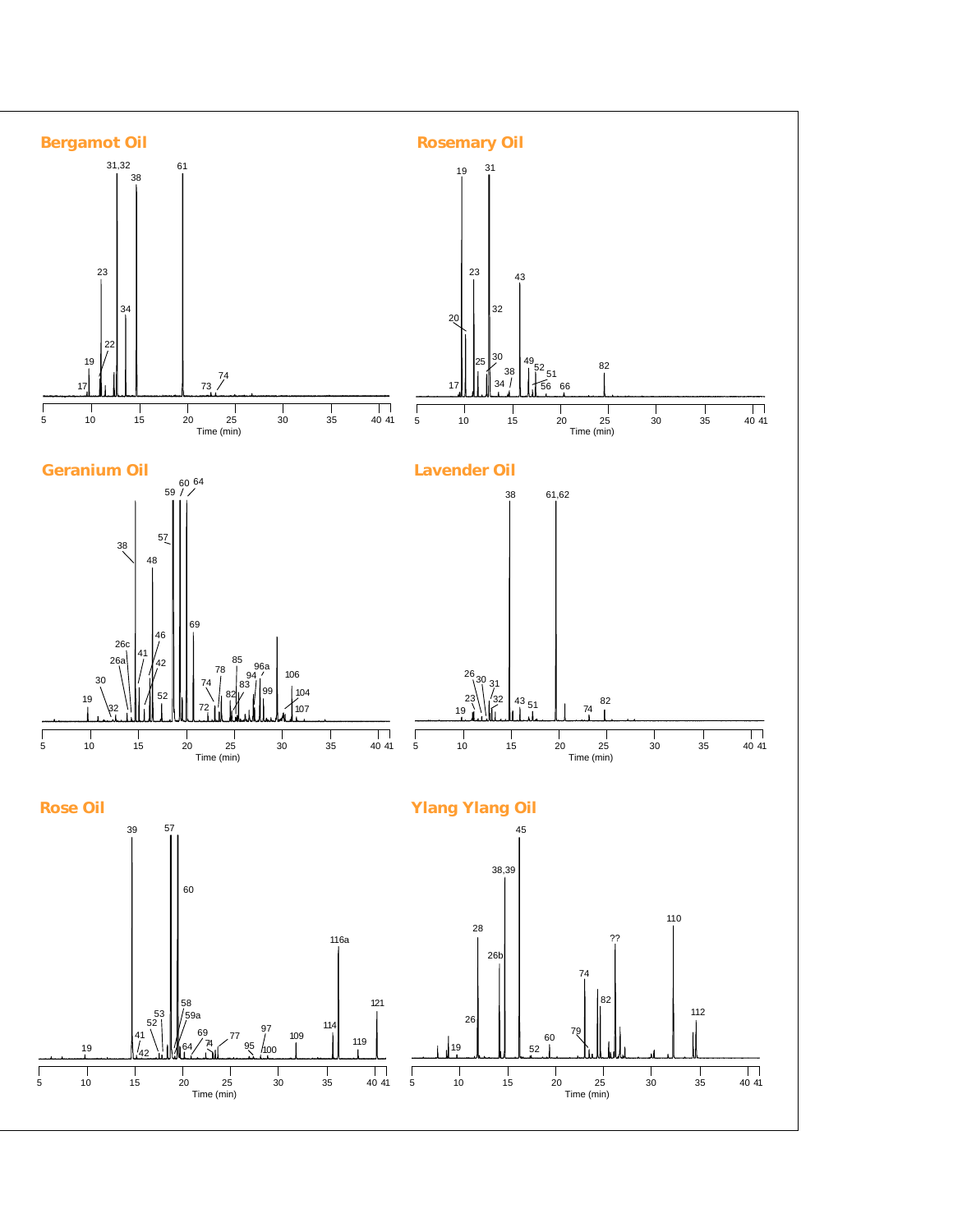## Bergamot Oil

31,32
38
61
23
34
22
19
17
73
74

5 10 15 20 25 30 35 40 41
Time (min)

## Rosemary Oil

19
31
23
43
20
32
25
30
49
52
38
51
34
17
56
66
82

5 10 15 20 25 30 35 40 41
Time (min)

## Geranium Oil

60
64
59
57
38
48
69
26c
46
26a
41
42
85
30
78
96a
94
74
83
106
19
52
82
99
104
32
72
107

5 10 15 20 25 30 35 40 41
Time (min)

## Lavender Oil

38
61,62
26
30
31
23
32
43
51
19
74
82

5 10 15 20 25 30 35 40 41
Time (min)

## Rose Oil

39
57
60
116a
58
53
59a
52
121
41
69
77
97
114
19
42
64
74
95
100
109
119

5 10 15 20 25 30 35 40 41
Time (min)

## Ylang Ylang Oil

45
38,39
28
26b
??
110
74
82
26
112
60
79
19
52

5 10 15 20 25 30 35 40 41
Time (min)